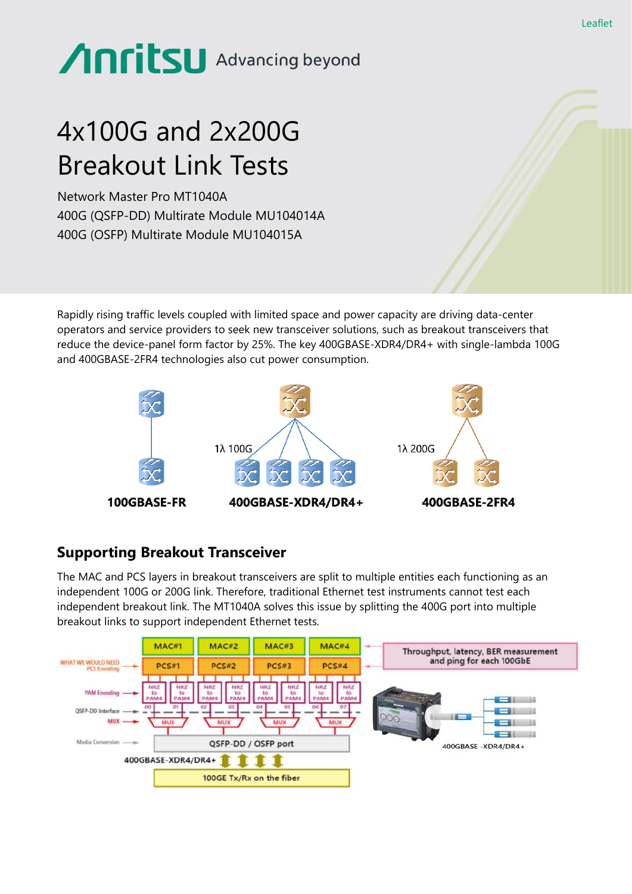Leaflet

Anritsu Advancing beyond

# 4x100G and 2x200G Breakout Link Tests

Network Master Pro MT1040A
400G (QSFP-DD) Multirate Module MU104014A
400G (OSFP) Multirate Module MU104015A

Rapidly rising traffic levels coupled with limited space and power capacity are driving data-center operators and service providers to seek new transceiver solutions, such as breakout transceivers that reduce the device-panel form factor by 25%. The key 400GBASE-XDR4/DR4+ with single-lambda 100G and 400GBASE-2FR4 technologies also cut power consumption.

1λ 100G
1λ 200G
100GBASE-FR
400GBASE-XDR4/DR4+
400GBASE-2FR4

## Supporting Breakout Transceiver

The MAC and PCS layers in breakout transceivers are split to multiple entities each functioning as an independent 100G or 200G link. Therefore, traditional Ethernet test instruments cannot test each independent breakout link. The MT1040A solves this issue by splitting the 400G port into multiple breakout links to support independent Ethernet tests.

MAC#1
MAC#2
MAC#3
MAC#4
WHAT WE WOULD NEED
PCS Encoding
PCS#1
PCS#2
PCS#3
PCS#4
PAM Encoding
NRZ to PAM4
QSFP-DD Interface
00
01
02
03
04
05
06
07
MUX
Media Conversion
QSFP-DD / OSFP port
400GBASE-XDR4/DR4+
100GE Tx/Rx on the fiber
Throughput, latency, BER measurement and ping for each 100GbE
400GBASE -XDR4/DR4+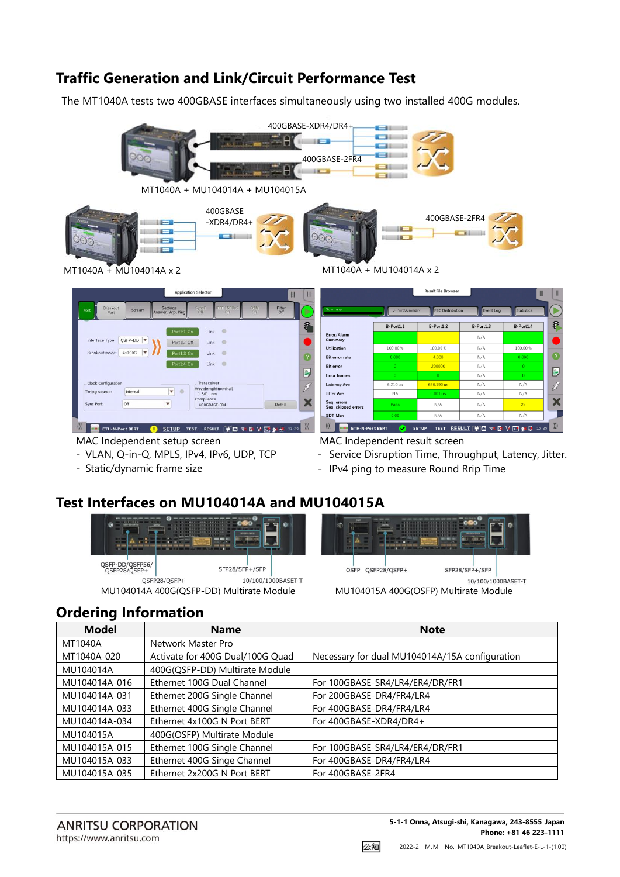## Traffic Generation and Link/Circuit Performance Test

The MT1040A tests two 400GBASE interfaces simultaneously using two installed 400G modules.

400GBASE-XDR4/DR4+

400GBASE-2FR4

MT1040A + MU104014A + MU104015A

400GBASE -XDR4/DR4+

MT1040A + MU104014A x 2

400GBASE-2FR4

MT1040A + MU104014A x 2

MAC Independent setup screen

- VLAN, Q-in-Q, MPLS, IPv4, IPv6, UDP, TCP
- Static/dynamic frame size

MAC Independent result screen

- Service Disruption Time, Throughput, Latency, Jitter.
- IPv4 ping to measure Round Rrip Time

## Test Interfaces on MU104014A and MU104015A

QSFP-DD/QSFP56/ QSFP28/QSFP+

QSFP28/QSFP+

SFP28/SFP+/SFP

10/100/1000BASET-T

MU104014A 400G(QSFP-DD) Multirate Module

OSFP

QSFP28/QSFP+

SFP28/SFP+/SFP

10/100/1000BASET-T

MU104015A 400G(OSFP) Multirate Module

## Ordering Information

| Model | Name | Note |
|---|---|---|
| MT1040A | Network Master Pro | |
| MT1040A-020 | Activate for 400G Dual/100G Quad | Necessary for dual MU104014A/15A configuration |
| MU104014A | 400G(QSFP-DD) Multirate Module | |
| MU104014A-016 | Ethernet 100G Dual Channel | For 100GBASE-SR4/LR4/ER4/DR/FR1 |
| MU104014A-031 | Ethernet 200G Single Channel | For 200GBASE-DR4/FR4/LR4 |
| MU104014A-033 | Ethernet 400G Single Channel | For 400GBASE-DR4/FR4/LR4 |
| MU104014A-034 | Ethernet 4x100G N Port BERT | For 400GBASE-XDR4/DR4+ |
| MU104015A | 400G(OSFP) Multirate Module | |
| MU104015A-015 | Ethernet 100G Single Channel | For 100GBASE-SR4/LR4/ER4/DR/FR1 |
| MU104015A-033 | Ethernet 400G Singe Channel | For 400GBASE-DR4/FR4/LR4 |
| MU104015A-035 | Ethernet 2x200G N Port BERT | For 400GBASE-2FR4 |

ANRITSU CORPORATION
https://www.anritsu.com

**5-1-1 Onna, Atsugi-shi, Kanagawa, 243-8555 Japan**
**Phone: +81 46 223-1111**

公知 2022-2 MJM No. MT1040A_Breakout-Leaflet-E-L-1-(1.00)